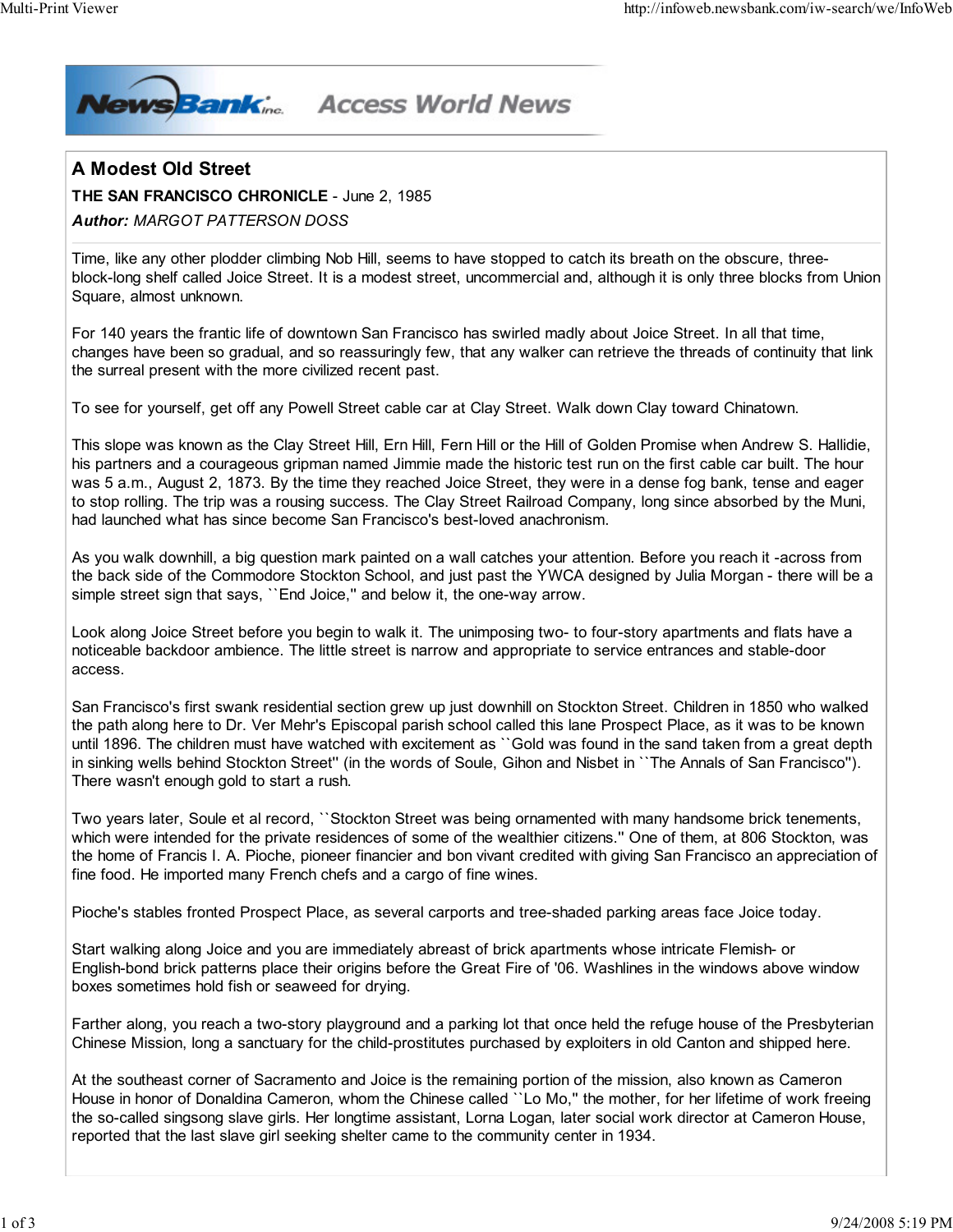# A Modest Old Street

**THE SAN FRANCISCO CHRONICLE** - June 2, 1985

***Author:*** *MARGOT PATTERSON DOSS*

Time, like any other plodder climbing Nob Hill, seems to have stopped to catch its breath on the obscure, three-block-long shelf called Joice Street. It is a modest street, uncommercial and, although it is only three blocks from Union Square, almost unknown.

For 140 years the frantic life of downtown San Francisco has swirled madly about Joice Street. In all that time, changes have been so gradual, and so reassuringly few, that any walker can retrieve the threads of continuity that link the surreal present with the more civilized recent past.

To see for yourself, get off any Powell Street cable car at Clay Street. Walk down Clay toward Chinatown.

This slope was known as the Clay Street Hill, Ern Hill, Fern Hill or the Hill of Golden Promise when Andrew S. Hallidie, his partners and a courageous gripman named Jimmie made the historic test run on the first cable car built. The hour was 5 a.m., August 2, 1873. By the time they reached Joice Street, they were in a dense fog bank, tense and eager to stop rolling. The trip was a rousing success. The Clay Street Railroad Company, long since absorbed by the Muni, had launched what has since become San Francisco's best-loved anachronism.

As you walk downhill, a big question mark painted on a wall catches your attention. Before you reach it -across from the back side of the Commodore Stockton School, and just past the YWCA designed by Julia Morgan - there will be a simple street sign that says, ``End Joice,'' and below it, the one-way arrow.

Look along Joice Street before you begin to walk it. The unimposing two- to four-story apartments and flats have a noticeable backdoor ambience. The little street is narrow and appropriate to service entrances and stable-door access.

San Francisco's first swank residential section grew up just downhill on Stockton Street. Children in 1850 who walked the path along here to Dr. Ver Mehr's Episcopal parish school called this lane Prospect Place, as it was to be known until 1896. The children must have watched with excitement as ``Gold was found in the sand taken from a great depth in sinking wells behind Stockton Street'' (in the words of Soule, Gihon and Nisbet in ``The Annals of San Francisco''). There wasn't enough gold to start a rush.

Two years later, Soule et al record, ``Stockton Street was being ornamented with many handsome brick tenements, which were intended for the private residences of some of the wealthier citizens.'' One of them, at 806 Stockton, was the home of Francis I. A. Pioche, pioneer financier and bon vivant credited with giving San Francisco an appreciation of fine food. He imported many French chefs and a cargo of fine wines.

Pioche's stables fronted Prospect Place, as several carports and tree-shaded parking areas face Joice today.

Start walking along Joice and you are immediately abreast of brick apartments whose intricate Flemish- or English-bond brick patterns place their origins before the Great Fire of '06. Washlines in the windows above window boxes sometimes hold fish or seaweed for drying.

Farther along, you reach a two-story playground and a parking lot that once held the refuge house of the Presbyterian Chinese Mission, long a sanctuary for the child-prostitutes purchased by exploiters in old Canton and shipped here.

At the southeast corner of Sacramento and Joice is the remaining portion of the mission, also known as Cameron House in honor of Donaldina Cameron, whom the Chinese called ``Lo Mo,'' the mother, for her lifetime of work freeing the so-called singsong slave girls. Her longtime assistant, Lorna Logan, later social work director at Cameron House, reported that the last slave girl seeking shelter came to the community center in 1934.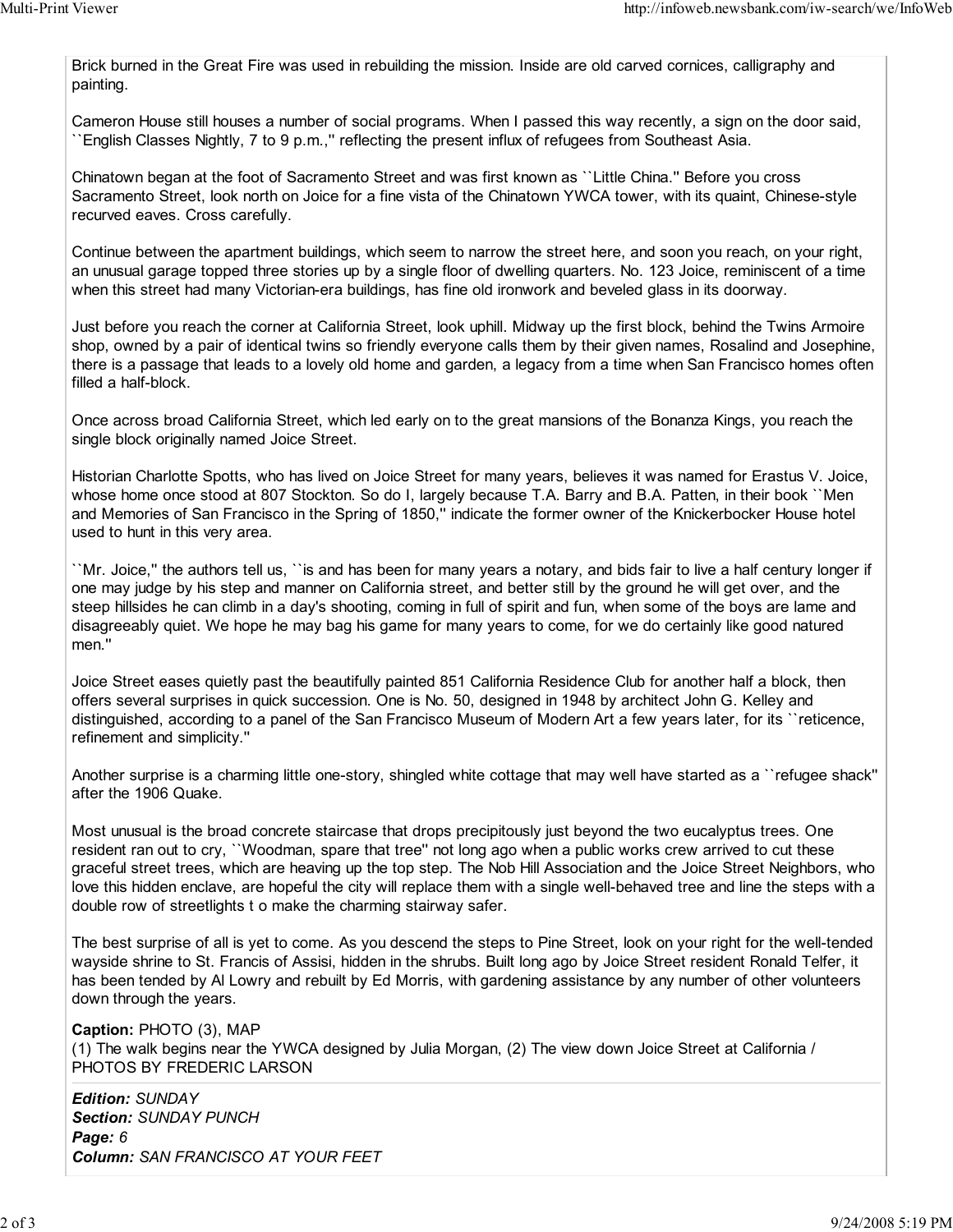Brick burned in the Great Fire was used in rebuilding the mission. Inside are old carved cornices, calligraphy and painting.

Cameron House still houses a number of social programs. When I passed this way recently, a sign on the door said, ``English Classes Nightly, 7 to 9 p.m.,'' reflecting the present influx of refugees from Southeast Asia.

Chinatown began at the foot of Sacramento Street and was first known as ``Little China.'' Before you cross Sacramento Street, look north on Joice for a fine vista of the Chinatown YWCA tower, with its quaint, Chinese-style recurved eaves. Cross carefully.

Continue between the apartment buildings, which seem to narrow the street here, and soon you reach, on your right, an unusual garage topped three stories up by a single floor of dwelling quarters. No. 123 Joice, reminiscent of a time when this street had many Victorian-era buildings, has fine old ironwork and beveled glass in its doorway.

Just before you reach the corner at California Street, look uphill. Midway up the first block, behind the Twins Armoire shop, owned by a pair of identical twins so friendly everyone calls them by their given names, Rosalind and Josephine, there is a passage that leads to a lovely old home and garden, a legacy from a time when San Francisco homes often filled a half-block.

Once across broad California Street, which led early on to the great mansions of the Bonanza Kings, you reach the single block originally named Joice Street.

Historian Charlotte Spotts, who has lived on Joice Street for many years, believes it was named for Erastus V. Joice, whose home once stood at 807 Stockton. So do I, largely because T.A. Barry and B.A. Patten, in their book ``Men and Memories of San Francisco in the Spring of 1850,'' indicate the former owner of the Knickerbocker House hotel used to hunt in this very area.

``Mr. Joice,'' the authors tell us, ``is and has been for many years a notary, and bids fair to live a half century longer if one may judge by his step and manner on California street, and better still by the ground he will get over, and the steep hillsides he can climb in a day's shooting, coming in full of spirit and fun, when some of the boys are lame and disagreeably quiet. We hope he may bag his game for many years to come, for we do certainly like good natured men.''

Joice Street eases quietly past the beautifully painted 851 California Residence Club for another half a block, then offers several surprises in quick succession. One is No. 50, designed in 1948 by architect John G. Kelley and distinguished, according to a panel of the San Francisco Museum of Modern Art a few years later, for its ``reticence, refinement and simplicity.''

Another surprise is a charming little one-story, shingled white cottage that may well have started as a ``refugee shack'' after the 1906 Quake.

Most unusual is the broad concrete staircase that drops precipitously just beyond the two eucalyptus trees. One resident ran out to cry, ``Woodman, spare that tree'' not long ago when a public works crew arrived to cut these graceful street trees, which are heaving up the top step. The Nob Hill Association and the Joice Street Neighbors, who love this hidden enclave, are hopeful the city will replace them with a single well-behaved tree and line the steps with a double row of streetlights t o make the charming stairway safer.

The best surprise of all is yet to come. As you descend the steps to Pine Street, look on your right for the well-tended wayside shrine to St. Francis of Assisi, hidden in the shrubs. Built long ago by Joice Street resident Ronald Telfer, it has been tended by Al Lowry and rebuilt by Ed Morris, with gardening assistance by any number of other volunteers down through the years.

**Caption:** PHOTO (3), MAP
(1) The walk begins near the YWCA designed by Julia Morgan, (2) The view down Joice Street at California / PHOTOS BY FREDERIC LARSON

***Edition:*** *SUNDAY*
***Section:*** *SUNDAY PUNCH*
***Page:*** *6*
***Column:*** *SAN FRANCISCO AT YOUR FEET*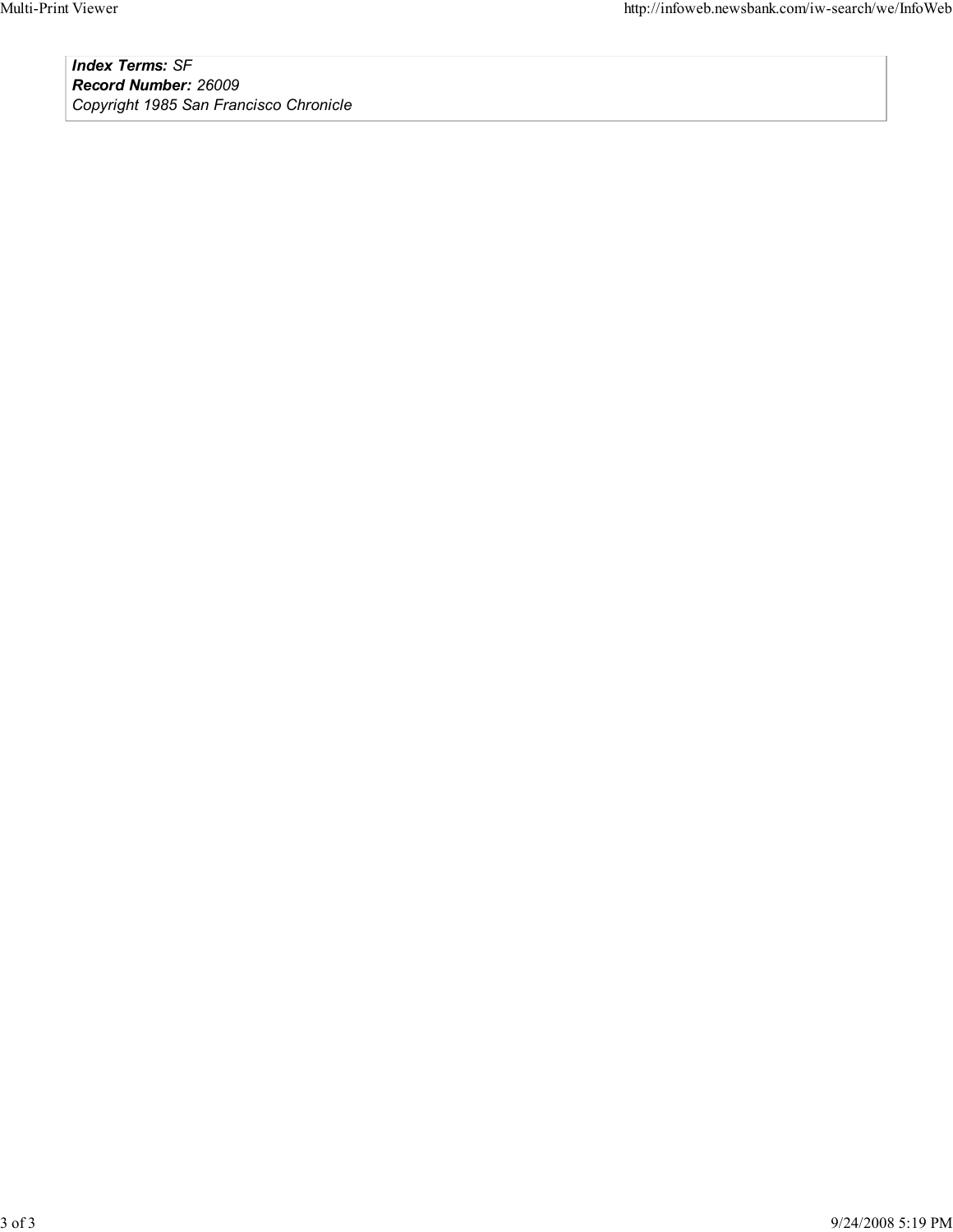***Index Terms:*** *SF*
***Record Number:*** *26009*
*Copyright 1985 San Francisco Chronicle*